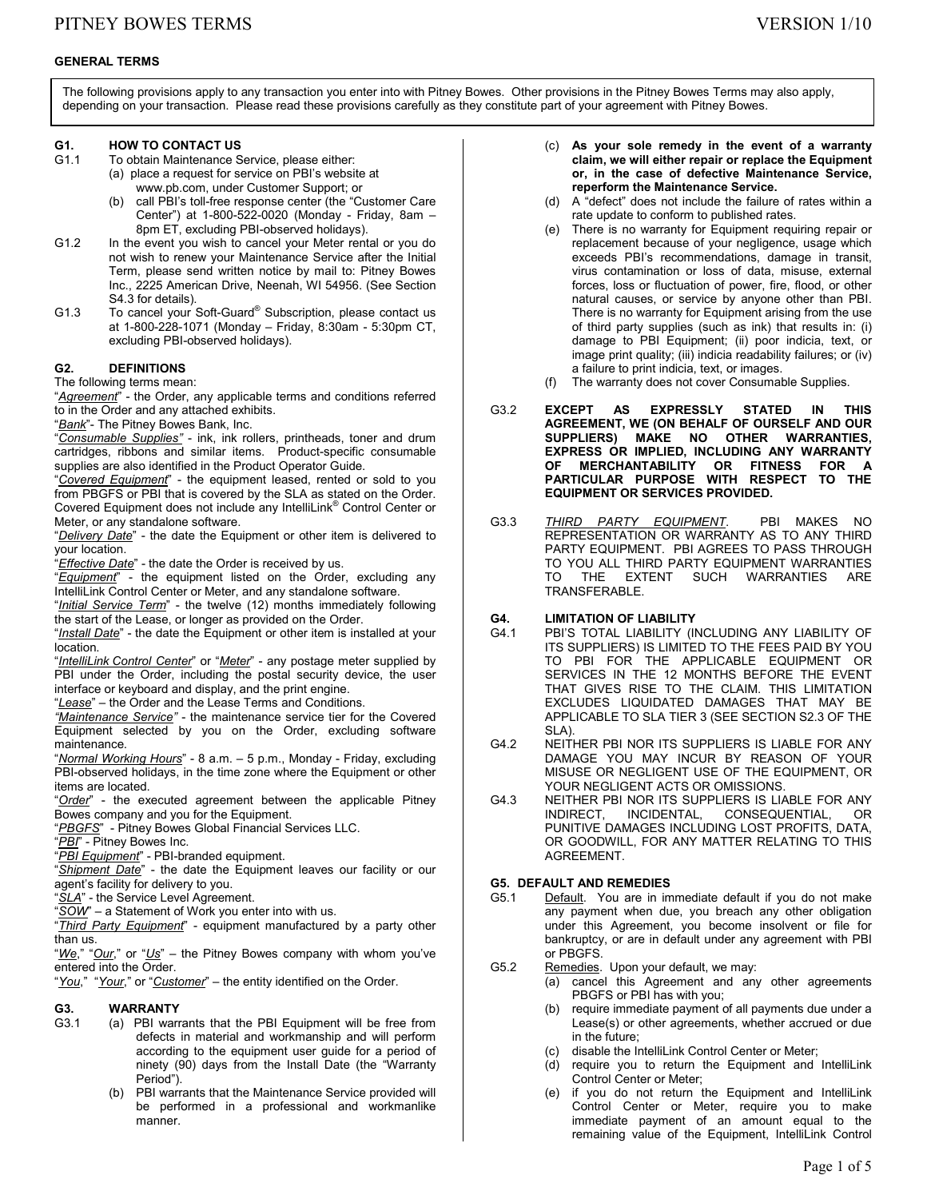## GENERAL TERMS

The following provisions apply to any transaction you enter into with Pitney Bowes. Other provisions in the Pitney Bowes Terms may also apply, depending on your transaction. Please read these provisions carefully as they constitute part of your agreement with Pitney Bowes.

### G1. HOW TO CONTACT US

G1.1 To obtain Maintenance Service, please either:

(a) place a request for service on PBI's website at www.pb.com, under Customer Support; or

(b) call PBI's toll-free response center (the "Customer Care Center") at 1-800-522-0020 (Monday - Friday, 8am – 8pm ET, excluding PBI-observed holidays).

G1.2 In the event you wish to cancel your Meter rental or you do not wish to renew your Maintenance Service after the Initial Term, please send written notice by mail to: Pitney Bowes Inc., 2225 American Drive, Neenah, WI 54956. (See Section S4.3 for details).

G1.3 To cancel your Soft-Guard® Subscription, please contact us at 1-800-228-1071 (Monday – Friday, 8:30am - 5:30pm CT, excluding PBI-observed holidays).

### G2. DEFINITIONS

The following terms mean:

"*Agreement*" - the Order, any applicable terms and conditions referred to in the Order and any attached exhibits.

"*Bank*"- The Pitney Bowes Bank, Inc.

"*Consumable Supplies*" - ink, ink rollers, printheads, toner and drum cartridges, ribbons and similar items. Product-specific consumable supplies are also identified in the Product Operator Guide.

"*Covered Equipment*" - the equipment leased, rented or sold to you from PBGFS or PBI that is covered by the SLA as stated on the Order. Covered Equipment does not include any IntelliLink® Control Center or Meter, or any standalone software.

"*Delivery Date*" - the date the Equipment or other item is delivered to your location.

"*Effective Date*" - the date the Order is received by us.

"*Equipment*" - the equipment listed on the Order, excluding any IntelliLink Control Center or Meter, and any standalone software.

"*Initial Service Term*" - the twelve (12) months immediately following the start of the Lease, or longer as provided on the Order.

"*Install Date*" - the date the Equipment or other item is installed at your location.

"*IntelliLink Control Center*" or "*Meter*" - any postage meter supplied by PBI under the Order, including the postal security device, the user interface or keyboard and display, and the print engine.

"*Lease*" – the Order and the Lease Terms and Conditions.

"*Maintenance Service*" - the maintenance service tier for the Covered Equipment selected by you on the Order, excluding software maintenance.

"*Normal Working Hours*" - 8 a.m. – 5 p.m., Monday - Friday, excluding PBI-observed holidays, in the time zone where the Equipment or other items are located.

"*Order*" - the executed agreement between the applicable Pitney Bowes company and you for the Equipment.

"*PBGFS*" - Pitney Bowes Global Financial Services LLC.

"*PBI*" - Pitney Bowes Inc.

"*PBI Equipment*" - PBI-branded equipment.

"*Shipment Date*" - the date the Equipment leaves our facility or our agent's facility for delivery to you.

"*SLA*" - the Service Level Agreement.

"*SOW*" – a Statement of Work you enter into with us.

"*Third Party Equipment*" - equipment manufactured by a party other than us.

"*We*," "*Our*," or "*Us*" – the Pitney Bowes company with whom you've entered into the Order.

"*You*," "*Your*," or "*Customer*" – the entity identified on the Order.

### G3. WARRANTY

G3.1 (a) PBI warrants that the PBI Equipment will be free from defects in material and workmanship and will perform according to the equipment user guide for a period of ninety (90) days from the Install Date (the "Warranty Period").

(b) PBI warrants that the Maintenance Service provided will be performed in a professional and workmanlike manner.

(c) **As your sole remedy in the event of a warranty claim, we will either repair or replace the Equipment or, in the case of defective Maintenance Service, reperform the Maintenance Service.**

(d) A "defect" does not include the failure of rates within a rate update to conform to published rates.

(e) There is no warranty for Equipment requiring repair or replacement because of your negligence, usage which exceeds PBI's recommendations, damage in transit, virus contamination or loss of data, misuse, external forces, loss or fluctuation of power, fire, flood, or other natural causes, or service by anyone other than PBI. There is no warranty for Equipment arising from the use of third party supplies (such as ink) that results in: (i) damage to PBI Equipment; (ii) poor indicia, text, or image print quality; (iii) indicia readability failures; or (iv) a failure to print indicia, text, or images.

(f) The warranty does not cover Consumable Supplies.

G3.2 **EXCEPT AS EXPRESSLY STATED IN THIS AGREEMENT, WE (ON BEHALF OF OURSELF AND OUR SUPPLIERS) MAKE NO OTHER WARRANTIES, EXPRESS OR IMPLIED, INCLUDING ANY WARRANTY OF MERCHANTABILITY OR FITNESS FOR A PARTICULAR PURPOSE WITH RESPECT TO THE EQUIPMENT OR SERVICES PROVIDED.**

G3.3 *THIRD PARTY EQUIPMENT*. PBI MAKES NO REPRESENTATION OR WARRANTY AS TO ANY THIRD PARTY EQUIPMENT. PBI AGREES TO PASS THROUGH TO YOU ALL THIRD PARTY EQUIPMENT WARRANTIES TO THE EXTENT SUCH WARRANTIES ARE TRANSFERABLE.

### G4. LIMITATION OF LIABILITY

G4.1 PBI'S TOTAL LIABILITY (INCLUDING ANY LIABILITY OF ITS SUPPLIERS) IS LIMITED TO THE FEES PAID BY YOU TO PBI FOR THE APPLICABLE EQUIPMENT OR SERVICES IN THE 12 MONTHS BEFORE THE EVENT THAT GIVES RISE TO THE CLAIM. THIS LIMITATION EXCLUDES LIQUIDATED DAMAGES THAT MAY BE APPLICABLE TO SLA TIER 3 (SEE SECTION S2.3 OF THE SLA).

G4.2 NEITHER PBI NOR ITS SUPPLIERS IS LIABLE FOR ANY DAMAGE YOU MAY INCUR BY REASON OF YOUR MISUSE OR NEGLIGENT USE OF THE EQUIPMENT, OR YOUR NEGLIGENT ACTS OR OMISSIONS.

G4.3 NEITHER PBI NOR ITS SUPPLIERS IS LIABLE FOR ANY INDIRECT, INCIDENTAL, CONSEQUENTIAL, OR PUNITIVE DAMAGES INCLUDING LOST PROFITS, DATA, OR GOODWILL, FOR ANY MATTER RELATING TO THIS AGREEMENT.

### G5. DEFAULT AND REMEDIES

G5.1 Default. You are in immediate default if you do not make any payment when due, you breach any other obligation under this Agreement, you become insolvent or file for bankruptcy, or are in default under any agreement with PBI or PBGFS.

G5.2 Remedies. Upon your default, we may:

(a) cancel this Agreement and any other agreements PBGFS or PBI has with you;

(b) require immediate payment of all payments due under a Lease(s) or other agreements, whether accrued or due in the future;

(c) disable the IntelliLink Control Center or Meter;

(d) require you to return the Equipment and IntelliLink Control Center or Meter;

(e) if you do not return the Equipment and IntelliLink Control Center or Meter, require you to make immediate payment of an amount equal to the remaining value of the Equipment, IntelliLink Control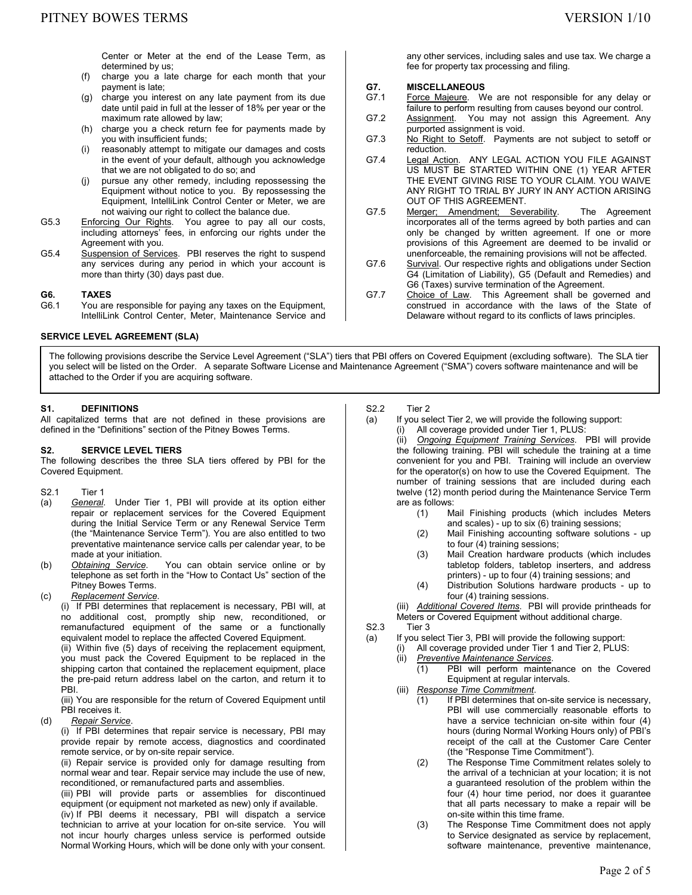Center or Meter at the end of the Lease Term, as determined by us;

(f) charge you a late charge for each month that your payment is late;

(g) charge you interest on any late payment from its due date until paid in full at the lesser of 18% per year or the maximum rate allowed by law;

(h) charge you a check return fee for payments made by you with insufficient funds;

(i) reasonably attempt to mitigate our damages and costs in the event of your default, although you acknowledge that we are not obligated to do so; and

(j) pursue any other remedy, including repossessing the Equipment without notice to you. By repossessing the Equipment, IntelliLink Control Center or Meter, we are not waiving our right to collect the balance due.

G5.3 Enforcing Our Rights. You agree to pay all our costs, including attorneys' fees, in enforcing our rights under the Agreement with you.

G5.4 Suspension of Services. PBI reserves the right to suspend any services during any period in which your account is more than thirty (30) days past due.

**G6. TAXES**

G6.1 You are responsible for paying any taxes on the Equipment, IntelliLink Control Center, Meter, Maintenance Service and any other services, including sales and use tax. We charge a fee for property tax processing and filing.

**G7. MISCELLANEOUS**

G7.1 Force Majeure. We are not responsible for any delay or failure to perform resulting from causes beyond our control.

G7.2 Assignment. You may not assign this Agreement. Any purported assignment is void.

G7.3 No Right to Setoff. Payments are not subject to setoff or reduction.

G7.4 Legal Action. ANY LEGAL ACTION YOU FILE AGAINST US MUST BE STARTED WITHIN ONE (1) YEAR AFTER THE EVENT GIVING RISE TO YOUR CLAIM. YOU WAIVE ANY RIGHT TO TRIAL BY JURY IN ANY ACTION ARISING OUT OF THIS AGREEMENT.

G7.5 Merger; Amendment; Severability. The Agreement incorporates all of the terms agreed by both parties and can only be changed by written agreement. If one or more provisions of this Agreement are deemed to be invalid or unenforceable, the remaining provisions will not be affected.

G7.6 Survival. Our respective rights and obligations under Section G4 (Limitation of Liability), G5 (Default and Remedies) and G6 (Taxes) survive termination of the Agreement.

G7.7 Choice of Law. This Agreement shall be governed and construed in accordance with the laws of the State of Delaware without regard to its conflicts of laws principles.

## SERVICE LEVEL AGREEMENT (SLA)

The following provisions describe the Service Level Agreement ("SLA") tiers that PBI offers on Covered Equipment (excluding software). The SLA tier you select will be listed on the Order. A separate Software License and Maintenance Agreement ("SMA") covers software maintenance and will be attached to the Order if you are acquiring software.

**S1. DEFINITIONS**

All capitalized terms that are not defined in these provisions are defined in the "Definitions" section of the Pitney Bowes Terms.

**S2. SERVICE LEVEL TIERS**

The following describes the three SLA tiers offered by PBI for the Covered Equipment.

S2.1 Tier 1

(a) *General*. Under Tier 1, PBI will provide at its option either repair or replacement services for the Covered Equipment during the Initial Service Term or any Renewal Service Term (the "Maintenance Service Term"). You are also entitled to two preventative maintenance service calls per calendar year, to be made at your initiation.

(b) *Obtaining Service*. You can obtain service online or by telephone as set forth in the "How to Contact Us" section of the Pitney Bowes Terms.

(c) *Replacement Service*.

(i) If PBI determines that replacement is necessary, PBI will, at no additional cost, promptly ship new, reconditioned, or remanufactured equipment of the same or a functionally equivalent model to replace the affected Covered Equipment.

(ii) Within five (5) days of receiving the replacement equipment, you must pack the Covered Equipment to be replaced in the shipping carton that contained the replacement equipment, place the pre-paid return address label on the carton, and return it to PBI.

(iii) You are responsible for the return of Covered Equipment until PBI receives it.

(d) *Repair Service*.

(i) If PBI determines that repair service is necessary, PBI may provide repair by remote access, diagnostics and coordinated remote service, or by on-site repair service.

(ii) Repair service is provided only for damage resulting from normal wear and tear. Repair service may include the use of new, reconditioned, or remanufactured parts and assemblies.

(iii) PBI will provide parts or assemblies for discontinued equipment (or equipment not marketed as new) only if available.

(iv) If PBI deems it necessary, PBI will dispatch a service technician to arrive at your location for on-site service. You will not incur hourly charges unless service is performed outside Normal Working Hours, which will be done only with your consent.

S2.2 Tier 2

(a) If you select Tier 2, we will provide the following support:

(i) All coverage provided under Tier 1, PLUS:

(ii) *Ongoing Equipment Training Services*. PBI will provide the following training. PBI will schedule the training at a time convenient for you and PBI. Training will include an overview for the operator(s) on how to use the Covered Equipment. The number of training sessions that are included during each twelve (12) month period during the Maintenance Service Term are as follows:

(1) Mail Finishing products (which includes Meters and scales) - up to six (6) training sessions;

(2) Mail Finishing accounting software solutions - up to four (4) training sessions;

(3) Mail Creation hardware products (which includes tabletop folders, tabletop inserters, and address printers) - up to four (4) training sessions; and

(4) Distribution Solutions hardware products - up to four (4) training sessions.

(iii) *Additional Covered Items*. PBI will provide printheads for Meters or Covered Equipment without additional charge.

S2.3 Tier 3

(a) If you select Tier 3, PBI will provide the following support:

(i) All coverage provided under Tier 1 and Tier 2, PLUS:

(ii) *Preventive Maintenance Services*.

(1) PBI will perform maintenance on the Covered Equipment at regular intervals.

(iii) *Response Time Commitment*.

(1) If PBI determines that on-site service is necessary, PBI will use commercially reasonable efforts to have a service technician on-site within four (4) hours (during Normal Working Hours only) of PBI's receipt of the call at the Customer Care Center (the "Response Time Commitment").

(2) The Response Time Commitment relates solely to the arrival of a technician at your location; it is not a guaranteed resolution of the problem within the four (4) hour time period, nor does it guarantee that all parts necessary to make a repair will be on-site within this time frame.

(3) The Response Time Commitment does not apply to Service designated as service by replacement, software maintenance, preventive maintenance,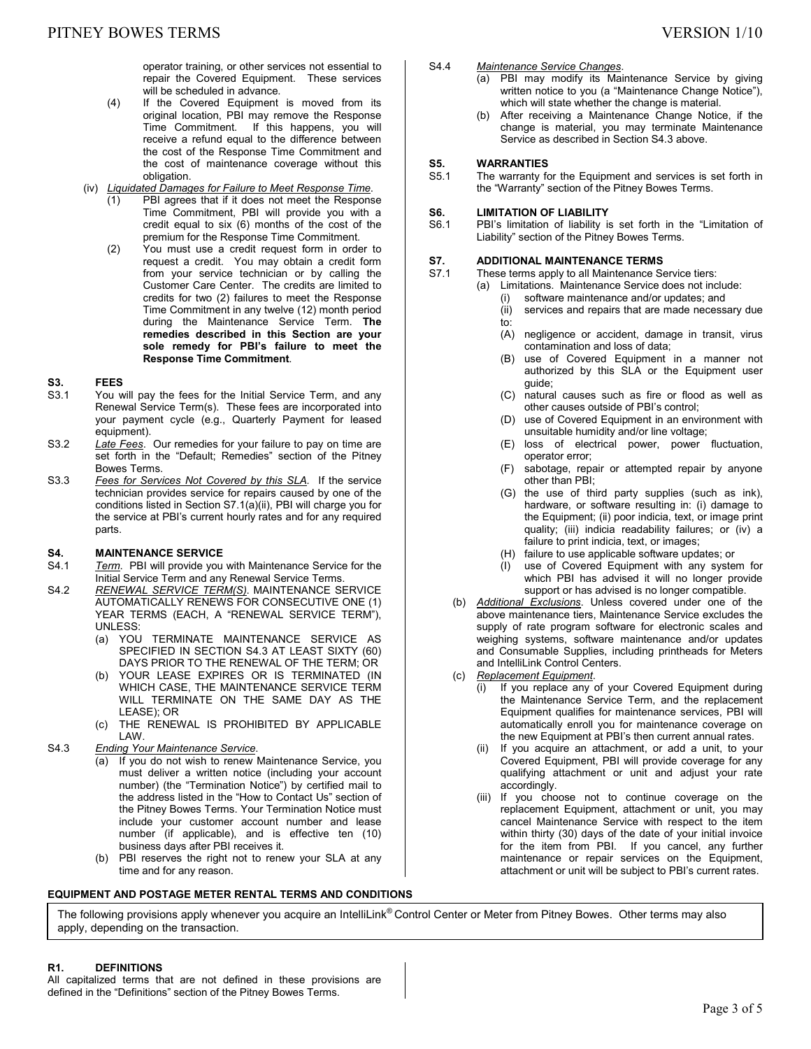operator training, or other services not essential to repair the Covered Equipment. These services will be scheduled in advance.

(4) If the Covered Equipment is moved from its original location, PBI may remove the Response Time Commitment. If this happens, you will receive a refund equal to the difference between the cost of the Response Time Commitment and the cost of maintenance coverage without this obligation.

(iv) *Liquidated Damages for Failure to Meet Response Time*.

(1) PBI agrees that if it does not meet the Response Time Commitment, PBI will provide you with a credit equal to six (6) months of the cost of the premium for the Response Time Commitment.

(2) You must use a credit request form in order to request a credit. You may obtain a credit form from your service technician or by calling the Customer Care Center. The credits are limited to credits for two (2) failures to meet the Response Time Commitment in any twelve (12) month period during the Maintenance Service Term. **The remedies described in this Section are your sole remedy for PBI's failure to meet the Response Time Commitment**.

## S3. FEES

S3.1 You will pay the fees for the Initial Service Term, and any Renewal Service Term(s). These fees are incorporated into your payment cycle (e.g., Quarterly Payment for leased equipment).

S3.2 *Late Fees*. Our remedies for your failure to pay on time are set forth in the "Default; Remedies" section of the Pitney Bowes Terms.

S3.3 *Fees for Services Not Covered by this SLA*. If the service technician provides service for repairs caused by one of the conditions listed in Section S7.1(a)(ii), PBI will charge you for the service at PBI's current hourly rates and for any required parts.

## S4. MAINTENANCE SERVICE

S4.1 *Term*. PBI will provide you with Maintenance Service for the Initial Service Term and any Renewal Service Terms.

S4.2 *RENEWAL SERVICE TERM(S)*. MAINTENANCE SERVICE AUTOMATICALLY RENEWS FOR CONSECUTIVE ONE (1) YEAR TERMS (EACH, A "RENEWAL SERVICE TERM"), UNLESS:

(a) YOU TERMINATE MAINTENANCE SERVICE AS SPECIFIED IN SECTION S4.3 AT LEAST SIXTY (60) DAYS PRIOR TO THE RENEWAL OF THE TERM; OR

(b) YOUR LEASE EXPIRES OR IS TERMINATED (IN WHICH CASE, THE MAINTENANCE SERVICE TERM WILL TERMINATE ON THE SAME DAY AS THE LEASE); OR

(c) THE RENEWAL IS PROHIBITED BY APPLICABLE LAW.

S4.3 *Ending Your Maintenance Service*.

(a) If you do not wish to renew Maintenance Service, you must deliver a written notice (including your account number) (the "Termination Notice") by certified mail to the address listed in the "How to Contact Us" section of the Pitney Bowes Terms. Your Termination Notice must include your customer account number and lease number (if applicable), and is effective ten (10) business days after PBI receives it.

(b) PBI reserves the right not to renew your SLA at any time and for any reason.

S4.4 *Maintenance Service Changes*.

(a) PBI may modify its Maintenance Service by giving written notice to you (a "Maintenance Change Notice"), which will state whether the change is material.

(b) After receiving a Maintenance Change Notice, if the change is material, you may terminate Maintenance Service as described in Section S4.3 above.

## S5. WARRANTIES

S5.1 The warranty for the Equipment and services is set forth in the "Warranty" section of the Pitney Bowes Terms.

## S6. LIMITATION OF LIABILITY

S6.1 PBI's limitation of liability is set forth in the "Limitation of Liability" section of the Pitney Bowes Terms.

## S7. ADDITIONAL MAINTENANCE TERMS

S7.1 These terms apply to all Maintenance Service tiers:

(a) Limitations. Maintenance Service does not include:

(i) software maintenance and/or updates; and

(ii) services and repairs that are made necessary due to:

(A) negligence or accident, damage in transit, virus contamination and loss of data;

(B) use of Covered Equipment in a manner not authorized by this SLA or the Equipment user guide;

(C) natural causes such as fire or flood as well as other causes outside of PBI's control;

(D) use of Covered Equipment in an environment with unsuitable humidity and/or line voltage;

(E) loss of electrical power, power fluctuation, operator error;

(F) sabotage, repair or attempted repair by anyone other than PBI;

(G) the use of third party supplies (such as ink), hardware, or software resulting in: (i) damage to the Equipment; (ii) poor indicia, text, or image print quality; (iii) indicia readability failures; or (iv) a failure to print indicia, text, or images;

(H) failure to use applicable software updates; or

(I) use of Covered Equipment with any system for which PBI has advised it will no longer provide support or has advised is no longer compatible.

(b) *Additional Exclusions*. Unless covered under one of the above maintenance tiers, Maintenance Service excludes the supply of rate program software for electronic scales and weighing systems, software maintenance and/or updates and Consumable Supplies, including printheads for Meters and IntelliLink Control Centers.

(c) *Replacement Equipment*.

(i) If you replace any of your Covered Equipment during the Maintenance Service Term, and the replacement Equipment qualifies for maintenance services, PBI will automatically enroll you for maintenance coverage on the new Equipment at PBI's then current annual rates.

(ii) If you acquire an attachment, or add a unit, to your Covered Equipment, PBI will provide coverage for any qualifying attachment or unit and adjust your rate accordingly.

(iii) If you choose not to continue coverage on the replacement Equipment, attachment or unit, you may cancel Maintenance Service with respect to the item within thirty (30) days of the date of your initial invoice for the item from PBI. If you cancel, any further maintenance or repair services on the Equipment, attachment or unit will be subject to PBI's current rates.

# EQUIPMENT AND POSTAGE METER RENTAL TERMS AND CONDITIONS

The following provisions apply whenever you acquire an IntelliLink® Control Center or Meter from Pitney Bowes. Other terms may also apply, depending on the transaction.

## R1. DEFINITIONS

All capitalized terms that are not defined in these provisions are defined in the "Definitions" section of the Pitney Bowes Terms.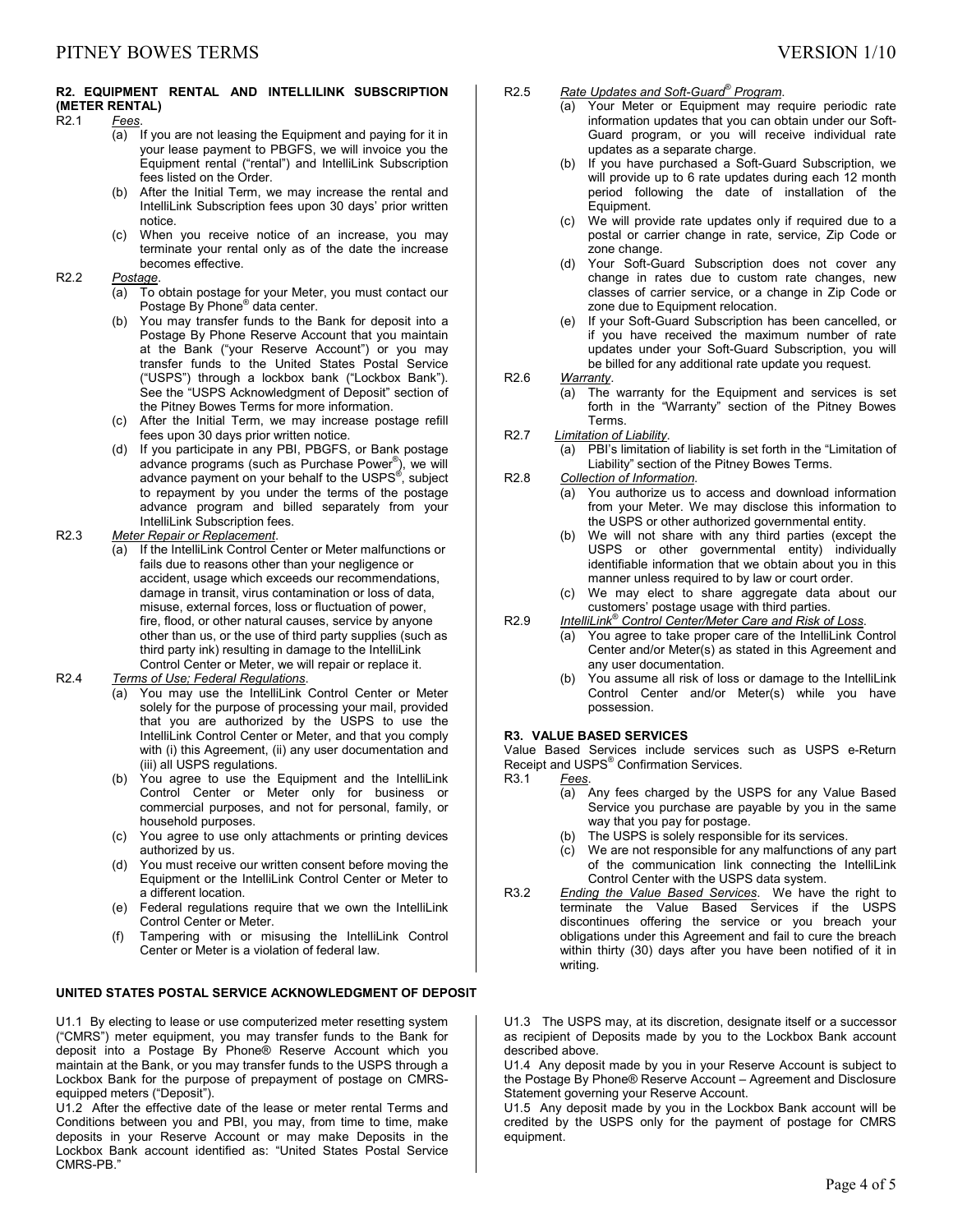## R2. EQUIPMENT RENTAL AND INTELLILINK SUBSCRIPTION (METER RENTAL)

R2.1 *Fees*.

(a) If you are not leasing the Equipment and paying for it in your lease payment to PBGFS, we will invoice you the Equipment rental ("rental") and IntelliLink Subscription fees listed on the Order.

(b) After the Initial Term, we may increase the rental and IntelliLink Subscription fees upon 30 days' prior written notice.

(c) When you receive notice of an increase, you may terminate your rental only as of the date the increase becomes effective.

R2.2 *Postage*.

(a) To obtain postage for your Meter, you must contact our Postage By Phone® data center.

(b) You may transfer funds to the Bank for deposit into a Postage By Phone Reserve Account that you maintain at the Bank ("your Reserve Account") or you may transfer funds to the United States Postal Service ("USPS") through a lockbox bank ("Lockbox Bank"). See the "USPS Acknowledgment of Deposit" section of the Pitney Bowes Terms for more information.

(c) After the Initial Term, we may increase postage refill fees upon 30 days prior written notice.

(d) If you participate in any PBI, PBGFS, or Bank postage advance programs (such as Purchase Power®), we will advance payment on your behalf to the USPS®, subject to repayment by you under the terms of the postage advance program and billed separately from your IntelliLink Subscription fees.

R2.3 *Meter Repair or Replacement*.

(a) If the IntelliLink Control Center or Meter malfunctions or fails due to reasons other than your negligence or accident, usage which exceeds our recommendations, damage in transit, virus contamination or loss of data, misuse, external forces, loss or fluctuation of power, fire, flood, or other natural causes, service by anyone other than us, or the use of third party supplies (such as third party ink) resulting in damage to the IntelliLink Control Center or Meter, we will repair or replace it.

R2.4 *Terms of Use; Federal Regulations*.

(a) You may use the IntelliLink Control Center or Meter solely for the purpose of processing your mail, provided that you are authorized by the USPS to use the IntelliLink Control Center or Meter, and that you comply with (i) this Agreement, (ii) any user documentation and (iii) all USPS regulations.

(b) You agree to use the Equipment and the IntelliLink Control Center or Meter only for business or commercial purposes, and not for personal, family, or household purposes.

(c) You agree to use only attachments or printing devices authorized by us.

(d) You must receive our written consent before moving the Equipment or the IntelliLink Control Center or Meter to a different location.

(e) Federal regulations require that we own the IntelliLink Control Center or Meter.

(f) Tampering with or misusing the IntelliLink Control Center or Meter is a violation of federal law.

R2.5 *Rate Updates and Soft-Guard® Program*.

(a) Your Meter or Equipment may require periodic rate information updates that you can obtain under our Soft-Guard program, or you will receive individual rate updates as a separate charge.

(b) If you have purchased a Soft-Guard Subscription, we will provide up to 6 rate updates during each 12 month period following the date of installation of the Equipment.

(c) We will provide rate updates only if required due to a postal or carrier change in rate, service, Zip Code or zone change.

(d) Your Soft-Guard Subscription does not cover any change in rates due to custom rate changes, new classes of carrier service, or a change in Zip Code or zone due to Equipment relocation.

(e) If your Soft-Guard Subscription has been cancelled, or if you have received the maximum number of rate updates under your Soft-Guard Subscription, you will be billed for any additional rate update you request.

R2.6 *Warranty*.

(a) The warranty for the Equipment and services is set forth in the "Warranty" section of the Pitney Bowes Terms.

R2.7 *Limitation of Liability*.

(a) PBI's limitation of liability is set forth in the "Limitation of Liability" section of the Pitney Bowes Terms.

R2.8 *Collection of Information*.

(a) You authorize us to access and download information from your Meter. We may disclose this information to the USPS or other authorized governmental entity.

(b) We will not share with any third parties (except the USPS or other governmental entity) individually identifiable information that we obtain about you in this manner unless required to by law or court order.

(c) We may elect to share aggregate data about our customers' postage usage with third parties.

R2.9 *IntelliLink® Control Center/Meter Care and Risk of Loss*.

(a) You agree to take proper care of the IntelliLink Control Center and/or Meter(s) as stated in this Agreement and any user documentation.

(b) You assume all risk of loss or damage to the IntelliLink Control Center and/or Meter(s) while you have possession.

## R3. VALUE BASED SERVICES

Value Based Services include services such as USPS e-Return Receipt and USPS® Confirmation Services.

R3.1 *Fees*.

(a) Any fees charged by the USPS for any Value Based Service you purchase are payable by you in the same way that you pay for postage.

(b) The USPS is solely responsible for its services.

(c) We are not responsible for any malfunctions of any part of the communication link connecting the IntelliLink Control Center with the USPS data system.

R3.2 *Ending the Value Based Services*. We have the right to terminate the Value Based Services if the USPS discontinues offering the service or you breach your obligations under this Agreement and fail to cure the breach within thirty (30) days after you have been notified of it in writing.

## UNITED STATES POSTAL SERVICE ACKNOWLEDGMENT OF DEPOSIT

U1.1 By electing to lease or use computerized meter resetting system ("CMRS") meter equipment, you may transfer funds to the Bank for deposit into a Postage By Phone® Reserve Account which you maintain at the Bank, or you may transfer funds to the USPS through a Lockbox Bank for the purpose of prepayment of postage on CMRS-equipped meters ("Deposit").

U1.2 After the effective date of the lease or meter rental Terms and Conditions between you and PBI, you may, from time to time, make deposits in your Reserve Account or may make Deposits in the Lockbox Bank account identified as: "United States Postal Service CMRS-PB."

U1.3 The USPS may, at its discretion, designate itself or a successor as recipient of Deposits made by you to the Lockbox Bank account described above.

U1.4 Any deposit made by you in your Reserve Account is subject to the Postage By Phone® Reserve Account – Agreement and Disclosure Statement governing your Reserve Account.

U1.5 Any deposit made by you in the Lockbox Bank account will be credited by the USPS only for the payment of postage for CMRS equipment.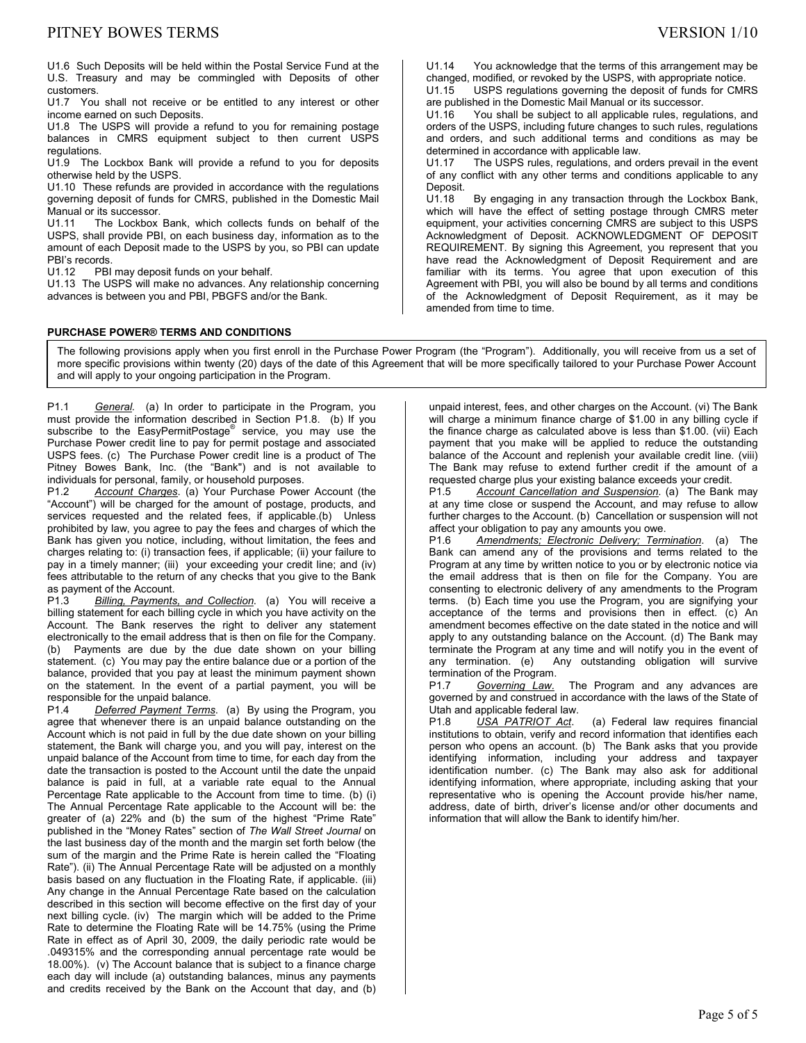U1.6 Such Deposits will be held within the Postal Service Fund at the U.S. Treasury and may be commingled with Deposits of other customers.

U1.7 You shall not receive or be entitled to any interest or other income earned on such Deposits.

U1.8 The USPS will provide a refund to you for remaining postage balances in CMRS equipment subject to then current USPS regulations.

U1.9 The Lockbox Bank will provide a refund to you for deposits otherwise held by the USPS.

U1.10 These refunds are provided in accordance with the regulations governing deposit of funds for CMRS, published in the Domestic Mail Manual or its successor.

U1.11 The Lockbox Bank, which collects funds on behalf of the USPS, shall provide PBI, on each business day, information as to the amount of each Deposit made to the USPS by you, so PBI can update PBI's records.

U1.12 PBI may deposit funds on your behalf.

U1.13 The USPS will make no advances. Any relationship concerning advances is between you and PBI, PBGFS and/or the Bank.

U1.14 You acknowledge that the terms of this arrangement may be changed, modified, or revoked by the USPS, with appropriate notice.

U1.15 USPS regulations governing the deposit of funds for CMRS are published in the Domestic Mail Manual or its successor.

U1.16 You shall be subject to all applicable rules, regulations, and orders of the USPS, including future changes to such rules, regulations and orders, and such additional terms and conditions as may be determined in accordance with applicable law.

U1.17 The USPS rules, regulations, and orders prevail in the event of any conflict with any other terms and conditions applicable to any Deposit.

U1.18 By engaging in any transaction through the Lockbox Bank, which will have the effect of setting postage through CMRS meter equipment, your activities concerning CMRS are subject to this USPS Acknowledgment of Deposit. ACKNOWLEDGMENT OF DEPOSIT REQUIREMENT. By signing this Agreement, you represent that you have read the Acknowledgment of Deposit Requirement and are familiar with its terms. You agree that upon execution of this Agreement with PBI, you will also be bound by all terms and conditions of the Acknowledgment of Deposit Requirement, as it may be amended from time to time.

**PURCHASE POWER® TERMS AND CONDITIONS**

The following provisions apply when you first enroll in the Purchase Power Program (the "Program"). Additionally, you will receive from us a set of more specific provisions within twenty (20) days of the date of this Agreement that will be more specifically tailored to your Purchase Power Account and will apply to your ongoing participation in the Program.

P1.1 *General*. (a) In order to participate in the Program, you must provide the information described in Section P1.8. (b) If you subscribe to the EasyPermitPostage® service, you may use the Purchase Power credit line to pay for permit postage and associated USPS fees. (c) The Purchase Power credit line is a product of The Pitney Bowes Bank, Inc. (the "Bank") and is not available to individuals for personal, family, or household purposes.

P1.2 *Account Charges*. (a) Your Purchase Power Account (the "Account") will be charged for the amount of postage, products, and services requested and the related fees, if applicable.(b) Unless prohibited by law, you agree to pay the fees and charges of which the Bank has given you notice, including, without limitation, the fees and charges relating to: (i) transaction fees, if applicable; (ii) your failure to pay in a timely manner; (iii) your exceeding your credit line; and (iv) fees attributable to the return of any checks that you give to the Bank as payment of the Account.

P1.3 *Billing, Payments, and Collection*. (a) You will receive a billing statement for each billing cycle in which you have activity on the Account. The Bank reserves the right to deliver any statement electronically to the email address that is then on file for the Company. (b) Payments are due by the due date shown on your billing statement. (c) You may pay the entire balance due or a portion of the balance, provided that you pay at least the minimum payment shown on the statement. In the event of a partial payment, you will be responsible for the unpaid balance.

P1.4 *Deferred Payment Terms*. (a) By using the Program, you agree that whenever there is an unpaid balance outstanding on the Account which is not paid in full by the due date shown on your billing statement, the Bank will charge you, and you will pay, interest on the unpaid balance of the Account from time to time, for each day from the date the transaction is posted to the Account until the date the unpaid balance is paid in full, at a variable rate equal to the Annual Percentage Rate applicable to the Account from time to time. (b) (i) The Annual Percentage Rate applicable to the Account will be: the greater of (a) 22% and (b) the sum of the highest "Prime Rate" published in the "Money Rates" section of *The Wall Street Journal* on the last business day of the month and the margin set forth below (the sum of the margin and the Prime Rate is herein called the "Floating Rate"). (ii) The Annual Percentage Rate will be adjusted on a monthly basis based on any fluctuation in the Floating Rate, if applicable. (iii) Any change in the Annual Percentage Rate based on the calculation described in this section will become effective on the first day of your next billing cycle. (iv) The margin which will be added to the Prime Rate to determine the Floating Rate will be 14.75% (using the Prime Rate in effect as of April 30, 2009, the daily periodic rate would be .049315% and the corresponding annual percentage rate would be 18.00%). (v) The Account balance that is subject to a finance charge each day will include (a) outstanding balances, minus any payments and credits received by the Bank on the Account that day, and (b) unpaid interest, fees, and other charges on the Account. (vi) The Bank will charge a minimum finance charge of $1.00 in any billing cycle if the finance charge as calculated above is less than $1.00. (vii) Each payment that you make will be applied to reduce the outstanding balance of the Account and replenish your available credit line. (viii) The Bank may refuse to extend further credit if the amount of a requested charge plus your existing balance exceeds your credit.

P1.5 *Account Cancellation and Suspension*. (a) The Bank may at any time close or suspend the Account, and may refuse to allow further charges to the Account. (b) Cancellation or suspension will not affect your obligation to pay any amounts you owe.

P1.6 *Amendments; Electronic Delivery; Termination*. (a) The Bank can amend any of the provisions and terms related to the Program at any time by written notice to you or by electronic notice via the email address that is then on file for the Company. You are consenting to electronic delivery of any amendments to the Program terms. (b) Each time you use the Program, you are signifying your acceptance of the terms and provisions then in effect. (c) An amendment becomes effective on the date stated in the notice and will apply to any outstanding balance on the Account. (d) The Bank may terminate the Program at any time and will notify you in the event of any termination. (e) Any outstanding obligation will survive termination of the Program.

P1.7 *Governing Law*. The Program and any advances are governed by and construed in accordance with the laws of the State of Utah and applicable federal law.

P1.8 *USA PATRIOT Act*. (a) Federal law requires financial institutions to obtain, verify and record information that identifies each person who opens an account. (b) The Bank asks that you provide identifying information, including your address and taxpayer identification number. (c) The Bank may also ask for additional identifying information, where appropriate, including asking that your representative who is opening the Account provide his/her name, address, date of birth, driver's license and/or other documents and information that will allow the Bank to identify him/her.